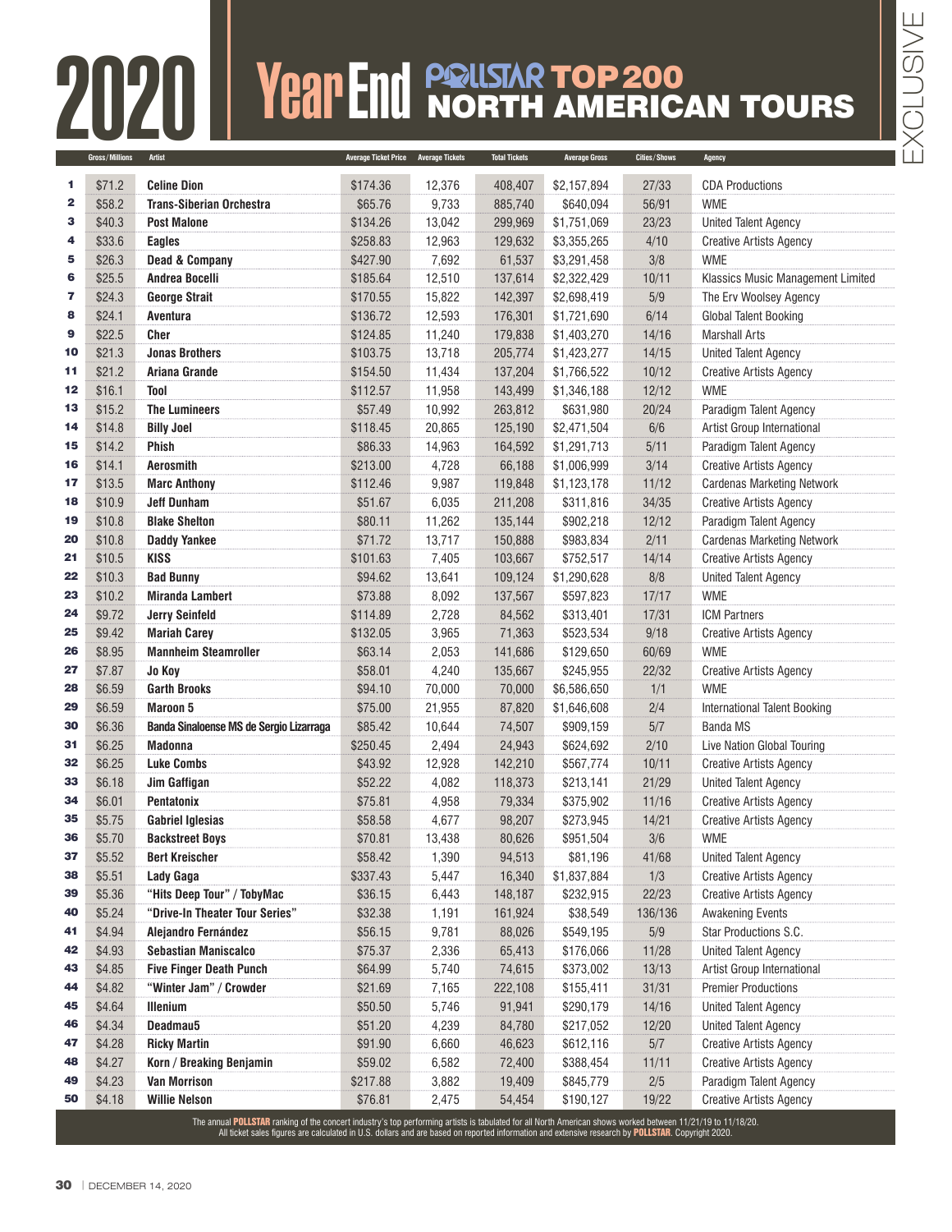# 2020 Year End POLLSTAR TOP 200 NORTH AMERICAN TOURS

EXCLUSIVE

| | Gross/Millions | Artist | Average Ticket Price | Average Tickets | Total Tickets | Average Gross | Cities/Shows | Agency |
|---|---|---|---|---|---|---|---|---|
| 1 | $71.2 | **Celine Dion** | $174.36 | 12,376 | 408,407 | $2,157,894 | 27/33 | CDA Productions |
| 2 | $58.2 | **Trans-Siberian Orchestra** | $65.76 | 9,733 | 885,740 | $640,094 | 56/91 | WME |
| 3 | $40.3 | **Post Malone** | $134.26 | 13,042 | 299,969 | $1,751,069 | 23/23 | United Talent Agency |
| 4 | $33.6 | **Eagles** | $258.83 | 12,963 | 129,632 | $3,355,265 | 4/10 | Creative Artists Agency |
| 5 | $26.3 | **Dead & Company** | $427.90 | 7,692 | 61,537 | $3,291,458 | 3/8 | WME |
| 6 | $25.5 | **Andrea Bocelli** | $185.64 | 12,510 | 137,614 | $2,322,429 | 10/11 | Klassics Music Management Limited |
| 7 | $24.3 | **George Strait** | $170.55 | 15,822 | 142,397 | $2,698,419 | 5/9 | The Erv Woolsey Agency |
| 8 | $24.1 | **Aventura** | $136.72 | 12,593 | 176,301 | $1,721,690 | 6/14 | Global Talent Booking |
| 9 | $22.5 | **Cher** | $124.85 | 11,240 | 179,838 | $1,403,270 | 14/16 | Marshall Arts |
| 10 | $21.3 | **Jonas Brothers** | $103.75 | 13,718 | 205,774 | $1,423,277 | 14/15 | United Talent Agency |
| 11 | $21.2 | **Ariana Grande** | $154.50 | 11,434 | 137,204 | $1,766,522 | 10/12 | Creative Artists Agency |
| 12 | $16.1 | **Tool** | $112.57 | 11,958 | 143,499 | $1,346,188 | 12/12 | WME |
| 13 | $15.2 | **The Lumineers** | $57.49 | 10,992 | 263,812 | $631,980 | 20/24 | Paradigm Talent Agency |
| 14 | $14.8 | **Billy Joel** | $118.45 | 20,865 | 125,190 | $2,471,504 | 6/6 | Artist Group International |
| 15 | $14.2 | **Phish** | $86.33 | 14,963 | 164,592 | $1,291,713 | 5/11 | Paradigm Talent Agency |
| 16 | $14.1 | **Aerosmith** | $213.00 | 4,728 | 66,188 | $1,006,999 | 3/14 | Creative Artists Agency |
| 17 | $13.5 | **Marc Anthony** | $112.46 | 9,987 | 119,848 | $1,123,178 | 11/12 | Cardenas Marketing Network |
| 18 | $10.9 | **Jeff Dunham** | $51.67 | 6,035 | 211,208 | $311,816 | 34/35 | Creative Artists Agency |
| 19 | $10.8 | **Blake Shelton** | $80.11 | 11,262 | 135,144 | $902,218 | 12/12 | Paradigm Talent Agency |
| 20 | $10.8 | **Daddy Yankee** | $71.72 | 13,717 | 150,888 | $983,834 | 2/11 | Cardenas Marketing Network |
| 21 | $10.5 | **KISS** | $101.63 | 7,405 | 103,667 | $752,517 | 14/14 | Creative Artists Agency |
| 22 | $10.3 | **Bad Bunny** | $94.62 | 13,641 | 109,124 | $1,290,628 | 8/8 | United Talent Agency |
| 23 | $10.2 | **Miranda Lambert** | $73.88 | 8,092 | 137,567 | $597,823 | 17/17 | WME |
| 24 | $9.72 | **Jerry Seinfeld** | $114.89 | 2,728 | 84,562 | $313,401 | 17/31 | ICM Partners |
| 25 | $9.42 | **Mariah Carey** | $132.05 | 3,965 | 71,363 | $523,534 | 9/18 | Creative Artists Agency |
| 26 | $8.95 | **Mannheim Steamroller** | $63.14 | 2,053 | 141,686 | $129,650 | 60/69 | WME |
| 27 | $7.87 | **Jo Koy** | $58.01 | 4,240 | 135,667 | $245,955 | 22/32 | Creative Artists Agency |
| 28 | $6.59 | **Garth Brooks** | $94.10 | 70,000 | 70,000 | $6,586,650 | 1/1 | WME |
| 29 | $6.59 | **Maroon 5** | $75.00 | 21,955 | 87,820 | $1,646,608 | 2/4 | International Talent Booking |
| 30 | $6.36 | **Banda Sinaloense MS de Sergio Lizarraga** | $85.42 | 10,644 | 74,507 | $909,159 | 5/7 | Banda MS |
| 31 | $6.25 | **Madonna** | $250.45 | 2,494 | 24,943 | $624,692 | 2/10 | Live Nation Global Touring |
| 32 | $6.25 | **Luke Combs** | $43.92 | 12,928 | 142,210 | $567,774 | 10/11 | Creative Artists Agency |
| 33 | $6.18 | **Jim Gaffigan** | $52.22 | 4,082 | 118,373 | $213,141 | 21/29 | United Talent Agency |
| 34 | $6.01 | **Pentatonix** | $75.81 | 4,958 | 79,334 | $375,902 | 11/16 | Creative Artists Agency |
| 35 | $5.75 | **Gabriel Iglesias** | $58.58 | 4,677 | 98,207 | $273,945 | 14/21 | Creative Artists Agency |
| 36 | $5.70 | **Backstreet Boys** | $70.81 | 13,438 | 80,626 | $951,504 | 3/6 | WME |
| 37 | $5.52 | **Bert Kreischer** | $58.42 | 1,390 | 94,513 | $81,196 | 41/68 | United Talent Agency |
| 38 | $5.51 | **Lady Gaga** | $337.43 | 5,447 | 16,340 | $1,837,884 | 1/3 | Creative Artists Agency |
| 39 | $5.36 | **"Hits Deep Tour" / TobyMac** | $36.15 | 6,443 | 148,187 | $232,915 | 22/23 | Creative Artists Agency |
| 40 | $5.24 | **"Drive-In Theater Tour Series"** | $32.38 | 1,191 | 161,924 | $38,549 | 136/136 | Awakening Events |
| 41 | $4.94 | **Alejandro Fernández** | $56.15 | 9,781 | 88,026 | $549,195 | 5/9 | Star Productions S.C. |
| 42 | $4.93 | **Sebastian Maniscalco** | $75.37 | 2,336 | 65,413 | $176,066 | 11/28 | United Talent Agency |
| 43 | $4.85 | **Five Finger Death Punch** | $64.99 | 5,740 | 74,615 | $373,002 | 13/13 | Artist Group International |
| 44 | $4.82 | **"Winter Jam" / Crowder** | $21.69 | 7,165 | 222,108 | $155,411 | 31/31 | Premier Productions |
| 45 | $4.64 | **Illenium** | $50.50 | 5,746 | 91,941 | $290,179 | 14/16 | United Talent Agency |
| 46 | $4.34 | **Deadmau5** | $51.20 | 4,239 | 84,780 | $217,052 | 12/20 | United Talent Agency |
| 47 | $4.28 | **Ricky Martin** | $91.90 | 6,660 | 46,623 | $612,116 | 5/7 | Creative Artists Agency |
| 48 | $4.27 | **Korn / Breaking Benjamin** | $59.02 | 6,582 | 72,400 | $388,454 | 11/11 | Creative Artists Agency |
| 49 | $4.23 | **Van Morrison** | $217.88 | 3,882 | 19,409 | $845,779 | 2/5 | Paradigm Talent Agency |
| 50 | $4.18 | **Willie Nelson** | $76.81 | 2,475 | 54,454 | $190,127 | 19/22 | Creative Artists Agency |

The annual **POLLSTAR** ranking of the concert industry's top performing artists is tabulated for all North American shows worked between 11/21/19 to 11/18/20. All ticket sales figures are calculated in U.S. dollars and are based on reported information and extensive research by **POLLSTAR**. Copyright 2020.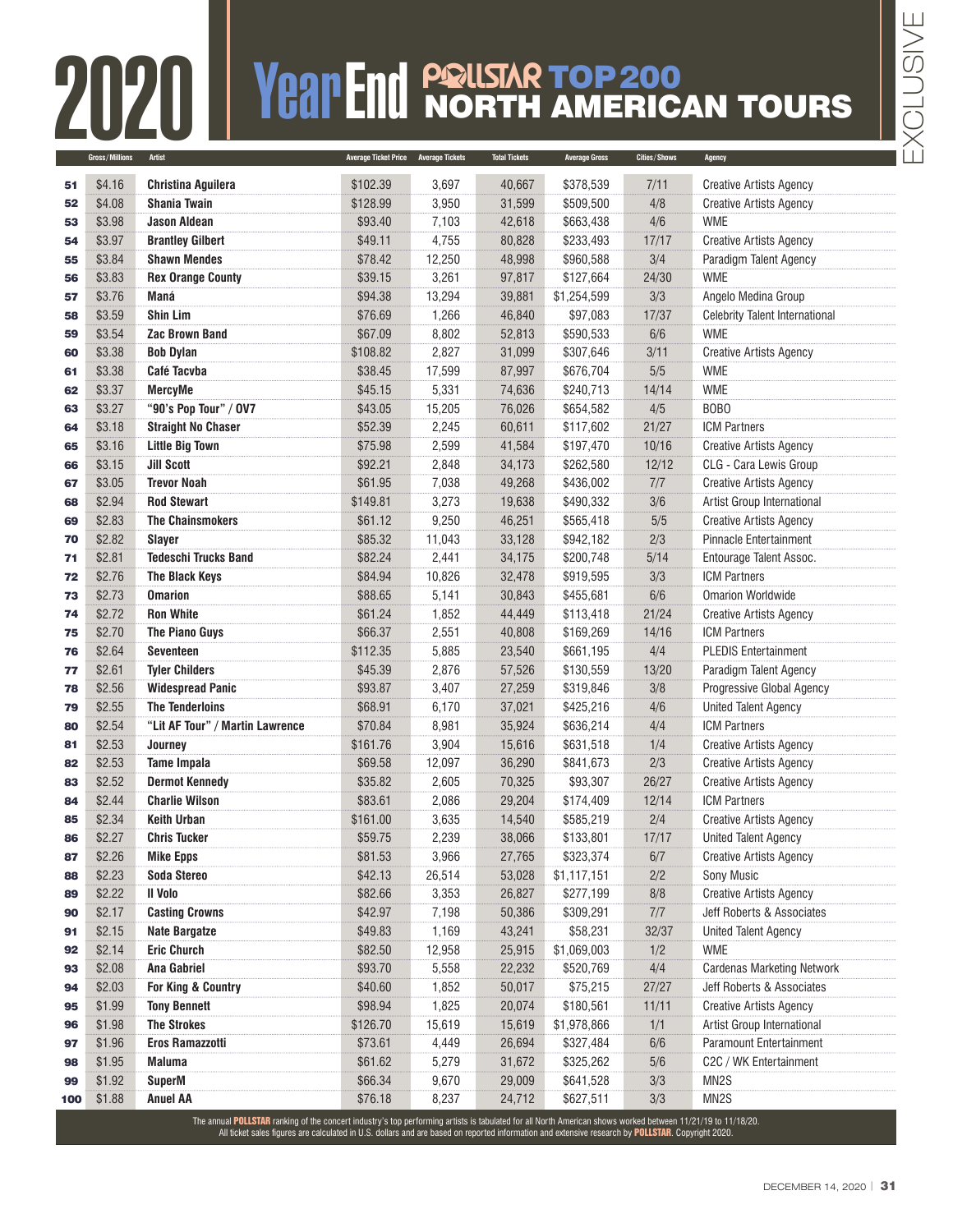# 2020 Year End POLLSTAR TOP 200 NORTH AMERICAN TOURS

EXCLUSIVE

| | Gross/Millions | Artist | Average Ticket Price | Average Tickets | Total Tickets | Average Gross | Cities/Shows | Agency |
|---|---|---|---|---|---|---|---|---|
| 51 | $4.16 | Christina Aguilera | $102.39 | 3,697 | 40,667 | $378,539 | 7/11 | Creative Artists Agency |
| 52 | $4.08 | Shania Twain | $128.99 | 3,950 | 31,599 | $509,500 | 4/8 | Creative Artists Agency |
| 53 | $3.98 | Jason Aldean | $93.40 | 7,103 | 42,618 | $663,438 | 4/6 | WME |
| 54 | $3.97 | Brantley Gilbert | $49.11 | 4,755 | 80,828 | $233,493 | 17/17 | Creative Artists Agency |
| 55 | $3.84 | Shawn Mendes | $78.42 | 12,250 | 48,998 | $960,588 | 3/4 | Paradigm Talent Agency |
| 56 | $3.83 | Rex Orange County | $39.15 | 3,261 | 97,817 | $127,664 | 24/30 | WME |
| 57 | $3.76 | Maná | $94.38 | 13,294 | 39,881 | $1,254,599 | 3/3 | Angelo Medina Group |
| 58 | $3.59 | Shin Lim | $76.69 | 1,266 | 46,840 | $97,083 | 17/37 | Celebrity Talent International |
| 59 | $3.54 | Zac Brown Band | $67.09 | 8,802 | 52,813 | $590,533 | 6/6 | WME |
| 60 | $3.38 | Bob Dylan | $108.82 | 2,827 | 31,099 | $307,646 | 3/11 | Creative Artists Agency |
| 61 | $3.38 | Café Tacvba | $38.45 | 17,599 | 87,997 | $676,704 | 5/5 | WME |
| 62 | $3.37 | MercyMe | $45.15 | 5,331 | 74,636 | $240,713 | 14/14 | WME |
| 63 | $3.27 | "90's Pop Tour" / OV7 | $43.05 | 15,205 | 76,026 | $654,582 | 4/5 | BOBO |
| 64 | $3.18 | Straight No Chaser | $52.39 | 2,245 | 60,611 | $117,602 | 21/27 | ICM Partners |
| 65 | $3.16 | Little Big Town | $75.98 | 2,599 | 41,584 | $197,470 | 10/16 | Creative Artists Agency |
| 66 | $3.15 | Jill Scott | $92.21 | 2,848 | 34,173 | $262,580 | 12/12 | CLG - Cara Lewis Group |
| 67 | $3.05 | Trevor Noah | $61.95 | 7,038 | 49,268 | $436,002 | 7/7 | Creative Artists Agency |
| 68 | $2.94 | Rod Stewart | $149.81 | 3,273 | 19,638 | $490,332 | 3/6 | Artist Group International |
| 69 | $2.83 | The Chainsmokers | $61.12 | 9,250 | 46,251 | $565,418 | 5/5 | Creative Artists Agency |
| 70 | $2.82 | Slayer | $85.32 | 11,043 | 33,128 | $942,182 | 2/3 | Pinnacle Entertainment |
| 71 | $2.81 | Tedeschi Trucks Band | $82.24 | 2,441 | 34,175 | $200,748 | 5/14 | Entourage Talent Assoc. |
| 72 | $2.76 | The Black Keys | $84.94 | 10,826 | 32,478 | $919,595 | 3/3 | ICM Partners |
| 73 | $2.73 | Omarion | $88.65 | 5,141 | 30,843 | $455,681 | 6/6 | Omarion Worldwide |
| 74 | $2.72 | Ron White | $61.24 | 1,852 | 44,449 | $113,418 | 21/24 | Creative Artists Agency |
| 75 | $2.70 | The Piano Guys | $66.37 | 2,551 | 40,808 | $169,269 | 14/16 | ICM Partners |
| 76 | $2.64 | Seventeen | $112.35 | 5,885 | 23,540 | $661,195 | 4/4 | PLEDIS Entertainment |
| 77 | $2.61 | Tyler Childers | $45.39 | 2,876 | 57,526 | $130,559 | 13/20 | Paradigm Talent Agency |
| 78 | $2.56 | Widespread Panic | $93.87 | 3,407 | 27,259 | $319,846 | 3/8 | Progressive Global Agency |
| 79 | $2.55 | The Tenderloins | $68.91 | 6,170 | 37,021 | $425,216 | 4/6 | United Talent Agency |
| 80 | $2.54 | "Lit AF Tour" / Martin Lawrence | $70.84 | 8,981 | 35,924 | $636,214 | 4/4 | ICM Partners |
| 81 | $2.53 | Journey | $161.76 | 3,904 | 15,616 | $631,518 | 1/4 | Creative Artists Agency |
| 82 | $2.53 | Tame Impala | $69.58 | 12,097 | 36,290 | $841,673 | 2/3 | Creative Artists Agency |
| 83 | $2.52 | Dermot Kennedy | $35.82 | 2,605 | 70,325 | $93,307 | 26/27 | Creative Artists Agency |
| 84 | $2.44 | Charlie Wilson | $83.61 | 2,086 | 29,204 | $174,409 | 12/14 | ICM Partners |
| 85 | $2.34 | Keith Urban | $161.00 | 3,635 | 14,540 | $585,219 | 2/4 | Creative Artists Agency |
| 86 | $2.27 | Chris Tucker | $59.75 | 2,239 | 38,066 | $133,801 | 17/17 | United Talent Agency |
| 87 | $2.26 | Mike Epps | $81.53 | 3,966 | 27,765 | $323,374 | 6/7 | Creative Artists Agency |
| 88 | $2.23 | Soda Stereo | $42.13 | 26,514 | 53,028 | $1,117,151 | 2/2 | Sony Music |
| 89 | $2.22 | Il Volo | $82.66 | 3,353 | 26,827 | $277,199 | 8/8 | Creative Artists Agency |
| 90 | $2.17 | Casting Crowns | $42.97 | 7,198 | 50,386 | $309,291 | 7/7 | Jeff Roberts & Associates |
| 91 | $2.15 | Nate Bargatze | $49.83 | 1,169 | 43,241 | $58,231 | 32/37 | United Talent Agency |
| 92 | $2.14 | Eric Church | $82.50 | 12,958 | 25,915 | $1,069,003 | 1/2 | WME |
| 93 | $2.08 | Ana Gabriel | $93.70 | 5,558 | 22,232 | $520,769 | 4/4 | Cardenas Marketing Network |
| 94 | $2.03 | For King & Country | $40.60 | 1,852 | 50,017 | $75,215 | 27/27 | Jeff Roberts & Associates |
| 95 | $1.99 | Tony Bennett | $98.94 | 1,825 | 20,074 | $180,561 | 11/11 | Creative Artists Agency |
| 96 | $1.98 | The Strokes | $126.70 | 15,619 | 15,619 | $1,978,866 | 1/1 | Artist Group International |
| 97 | $1.96 | Eros Ramazzotti | $73.61 | 4,449 | 26,694 | $327,484 | 6/6 | Paramount Entertainment |
| 98 | $1.95 | Maluma | $61.62 | 5,279 | 31,672 | $325,262 | 5/6 | C2C / WK Entertainment |
| 99 | $1.92 | SuperM | $66.34 | 9,670 | 29,009 | $641,528 | 3/3 | MN2S |
| 100 | $1.88 | Anuel AA | $76.18 | 8,237 | 24,712 | $627,511 | 3/3 | MN2S |

The annual **POLLSTAR** ranking of the concert industry's top performing artists is tabulated for all North American shows worked between 11/21/19 to 11/18/20. All ticket sales figures are calculated in U.S. dollars and are based on reported information and extensive research by **POLLSTAR**. Copyright 2020.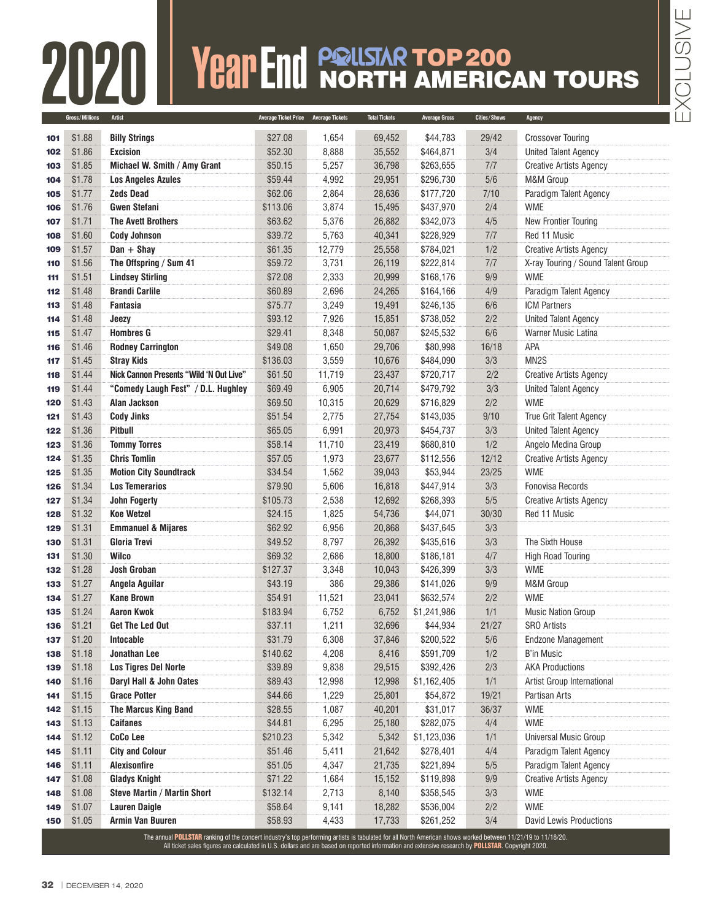# 2020 Year End POLLSTAR TOP 200 NORTH AMERICAN TOURS

EXCLUSIVE

| | Gross/Millions | Artist | Average Ticket Price | Average Tickets | Total Tickets | Average Gross | Cities/Shows | Agency |
|---|---|---|---|---|---|---|---|---|
| 101 | $1.88 | Billy Strings | $27.08 | 1,654 | 69,452 | $44,783 | 29/42 | Crossover Touring |
| 102 | $1.86 | Excision | $52.30 | 8,888 | 35,552 | $464,871 | 3/4 | United Talent Agency |
| 103 | $1.85 | Michael W. Smith / Amy Grant | $50.15 | 5,257 | 36,798 | $263,655 | 7/7 | Creative Artists Agency |
| 104 | $1.78 | Los Angeles Azules | $59.44 | 4,992 | 29,951 | $296,730 | 5/6 | M&M Group |
| 105 | $1.77 | Zeds Dead | $62.06 | 2,864 | 28,636 | $177,720 | 7/10 | Paradigm Talent Agency |
| 106 | $1.76 | Gwen Stefani | $113.06 | 3,874 | 15,495 | $437,970 | 2/4 | WME |
| 107 | $1.71 | The Avett Brothers | $63.62 | 5,376 | 26,882 | $342,073 | 4/5 | New Frontier Touring |
| 108 | $1.60 | Cody Johnson | $39.72 | 5,763 | 40,341 | $228,929 | 7/7 | Red 11 Music |
| 109 | $1.57 | Dan + Shay | $61.35 | 12,779 | 25,558 | $784,021 | 1/2 | Creative Artists Agency |
| 110 | $1.56 | The Offspring / Sum 41 | $59.72 | 3,731 | 26,119 | $222,814 | 7/7 | X-ray Touring / Sound Talent Group |
| 111 | $1.51 | Lindsey Stirling | $72.08 | 2,333 | 20,999 | $168,176 | 9/9 | WME |
| 112 | $1.48 | Brandi Carlile | $60.89 | 2,696 | 24,265 | $164,166 | 4/9 | Paradigm Talent Agency |
| 113 | $1.48 | Fantasia | $75.77 | 3,249 | 19,491 | $246,135 | 6/6 | ICM Partners |
| 114 | $1.48 | Jeezy | $93.12 | 7,926 | 15,851 | $738,052 | 2/2 | United Talent Agency |
| 115 | $1.47 | Hombres G | $29.41 | 8,348 | 50,087 | $245,532 | 6/6 | Warner Music Latina |
| 116 | $1.46 | Rodney Carrington | $49.08 | 1,650 | 29,706 | $80,998 | 16/18 | APA |
| 117 | $1.45 | Stray Kids | $136.03 | 3,559 | 10,676 | $484,090 | 3/3 | MN2S |
| 118 | $1.44 | Nick Cannon Presents "Wild 'N Out Live" | $61.50 | 11,719 | 23,437 | $720,717 | 2/2 | Creative Artists Agency |
| 119 | $1.44 | "Comedy Laugh Fest" / D.L. Hughley | $69.49 | 6,905 | 20,714 | $479,792 | 3/3 | United Talent Agency |
| 120 | $1.43 | Alan Jackson | $69.50 | 10,315 | 20,629 | $716,829 | 2/2 | WME |
| 121 | $1.43 | Cody Jinks | $51.54 | 2,775 | 27,754 | $143,035 | 9/10 | True Grit Talent Agency |
| 122 | $1.36 | Pitbull | $65.05 | 6,991 | 20,973 | $454,737 | 3/3 | United Talent Agency |
| 123 | $1.36 | Tommy Torres | $58.14 | 11,710 | 23,419 | $680,810 | 1/2 | Angelo Medina Group |
| 124 | $1.35 | Chris Tomlin | $57.05 | 1,973 | 23,677 | $112,556 | 12/12 | Creative Artists Agency |
| 125 | $1.35 | Motion City Soundtrack | $34.54 | 1,562 | 39,043 | $53,944 | 23/25 | WME |
| 126 | $1.34 | Los Temerarios | $79.90 | 5,606 | 16,818 | $447,914 | 3/3 | Fonovisa Records |
| 127 | $1.34 | John Fogerty | $105.73 | 2,538 | 12,692 | $268,393 | 5/5 | Creative Artists Agency |
| 128 | $1.32 | Koe Wetzel | $24.15 | 1,825 | 54,736 | $44,071 | 30/30 | Red 11 Music |
| 129 | $1.31 | Emmanuel & Mijares | $62.92 | 6,956 | 20,868 | $437,645 | 3/3 | |
| 130 | $1.31 | Gloria Trevi | $49.52 | 8,797 | 26,392 | $435,616 | 3/3 | The Sixth House |
| 131 | $1.30 | Wilco | $69.32 | 2,686 | 18,800 | $186,181 | 4/7 | High Road Touring |
| 132 | $1.28 | Josh Groban | $127.37 | 3,348 | 10,043 | $426,399 | 3/3 | WME |
| 133 | $1.27 | Angela Aguilar | $43.19 | 386 | 29,386 | $141,026 | 9/9 | M&M Group |
| 134 | $1.27 | Kane Brown | $54.91 | 11,521 | 23,041 | $632,574 | 2/2 | WME |
| 135 | $1.24 | Aaron Kwok | $183.94 | 6,752 | 6,752 | $1,241,986 | 1/1 | Music Nation Group |
| 136 | $1.21 | Get The Led Out | $37.11 | 1,211 | 32,696 | $44,934 | 21/27 | SRO Artists |
| 137 | $1.20 | Intocable | $31.79 | 6,308 | 37,846 | $200,522 | 5/6 | Endzone Management |
| 138 | $1.18 | Jonathan Lee | $140.62 | 4,208 | 8,416 | $591,709 | 1/2 | B'in Music |
| 139 | $1.18 | Los Tigres Del Norte | $39.89 | 9,838 | 29,515 | $392,426 | 2/3 | AKA Productions |
| 140 | $1.16 | Daryl Hall & John Oates | $89.43 | 12,998 | 12,998 | $1,162,405 | 1/1 | Artist Group International |
| 141 | $1.15 | Grace Potter | $44.66 | 1,229 | 25,801 | $54,872 | 19/21 | Partisan Arts |
| 142 | $1.15 | The Marcus King Band | $28.55 | 1,087 | 40,201 | $31,017 | 36/37 | WME |
| 143 | $1.13 | Caifanes | $44.81 | 6,295 | 25,180 | $282,075 | 4/4 | WME |
| 144 | $1.12 | CoCo Lee | $210.23 | 5,342 | 5,342 | $1,123,036 | 1/1 | Universal Music Group |
| 145 | $1.11 | City and Colour | $51.46 | 5,411 | 21,642 | $278,401 | 4/4 | Paradigm Talent Agency |
| 146 | $1.11 | Alexisonfire | $51.05 | 4,347 | 21,735 | $221,894 | 5/5 | Paradigm Talent Agency |
| 147 | $1.08 | Gladys Knight | $71.22 | 1,684 | 15,152 | $119,898 | 9/9 | Creative Artists Agency |
| 148 | $1.08 | Steve Martin / Martin Short | $132.14 | 2,713 | 8,140 | $358,545 | 3/3 | WME |
| 149 | $1.07 | Lauren Daigle | $58.64 | 9,141 | 18,282 | $536,004 | 2/2 | WME |
| 150 | $1.05 | Armin Van Buuren | $58.93 | 4,433 | 17,733 | $261,252 | 3/4 | David Lewis Productions |

The annual **POLLSTAR** ranking of the concert industry's top performing artists is tabulated for all North American shows worked between 11/21/19 to 11/18/20. All ticket sales figures are calculated in U.S. dollars and are based on reported information and extensive research by **POLLSTAR**. Copyright 2020.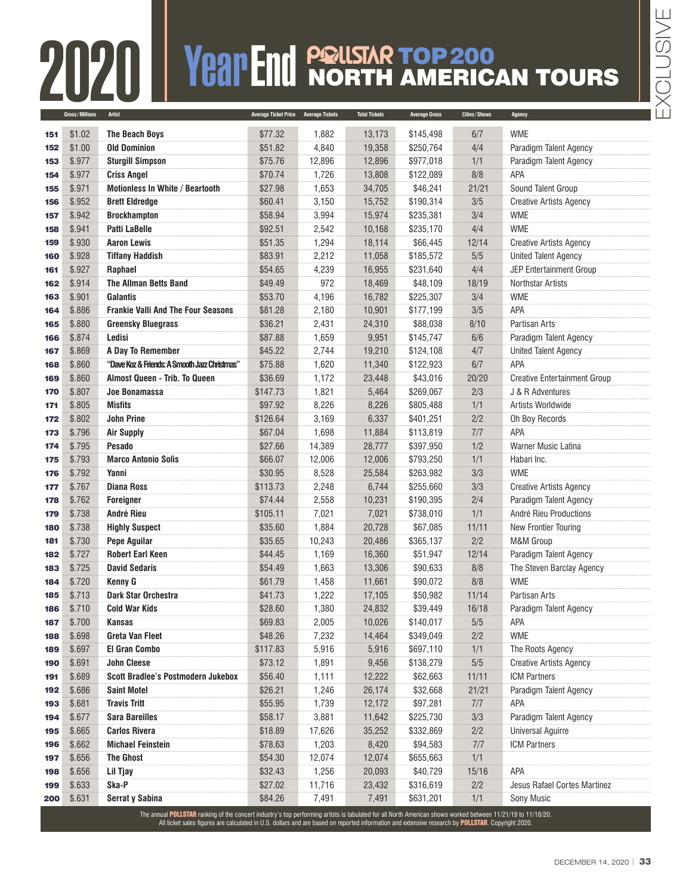# 2020 Year End POLLSTAR TOP 200 NORTH AMERICAN TOURS

EXCLUSIVE

| | Gross/Millions | Artist | Average Ticket Price | Average Tickets | Total Tickets | Average Gross | Cities/Shows | Agency |
|---|---|---|---|---|---|---|---|---|
| 151 | $1.02 | The Beach Boys | $77.32 | 1,882 | 13,173 | $145,498 | 6/7 | WME |
| 152 | $1.00 | Old Dominion | $51.82 | 4,840 | 19,358 | $250,764 | 4/4 | Paradigm Talent Agency |
| 153 | $.977 | Sturgill Simpson | $75.76 | 12,896 | 12,896 | $977,018 | 1/1 | Paradigm Talent Agency |
| 154 | $.977 | Criss Angel | $70.74 | 1,726 | 13,808 | $122,089 | 8/8 | APA |
| 155 | $.971 | Motionless In White / Beartooth | $27.98 | 1,653 | 34,705 | $46,241 | 21/21 | Sound Talent Group |
| 156 | $.952 | Brett Eldredge | $60.41 | 3,150 | 15,752 | $190,314 | 3/5 | Creative Artists Agency |
| 157 | $.942 | Brockhampton | $58.94 | 3,994 | 15,974 | $235,381 | 3/4 | WME |
| 158 | $.941 | Patti LaBelle | $92.51 | 2,542 | 10,168 | $235,170 | 4/4 | WME |
| 159 | $.930 | Aaron Lewis | $51.35 | 1,294 | 18,114 | $66,445 | 12/14 | Creative Artists Agency |
| 160 | $.928 | Tiffany Haddish | $83.91 | 2,212 | 11,058 | $185,572 | 5/5 | United Talent Agency |
| 161 | $.927 | Raphael | $54.65 | 4,239 | 16,955 | $231,640 | 4/4 | JEP Entertainment Group |
| 162 | $.914 | The Allman Betts Band | $49.49 | 972 | 18,469 | $48,109 | 18/19 | Northstar Artists |
| 163 | $.901 | Galantis | $53.70 | 4,196 | 16,782 | $225,307 | 3/4 | WME |
| 164 | $.886 | Frankie Valli And The Four Seasons | $81.28 | 2,180 | 10,901 | $177,199 | 3/5 | APA |
| 165 | $.880 | Greensky Bluegrass | $36.21 | 2,431 | 24,310 | $88,038 | 8/10 | Partisan Arts |
| 166 | $.874 | Ledisi | $87.88 | 1,659 | 9,951 | $145,747 | 6/6 | Paradigm Talent Agency |
| 167 | $.869 | A Day To Remember | $45.22 | 2,744 | 19,210 | $124,108 | 4/7 | United Talent Agency |
| 168 | $.860 | "Dave Koz & Friends: A Smooth Jazz Christmas" | $75.88 | 1,620 | 11,340 | $122,923 | 6/7 | APA |
| 169 | $.860 | Almost Queen - Trib. To Queen | $36.69 | 1,172 | 23,448 | $43,016 | 20/20 | Creative Entertainment Group |
| 170 | $.807 | Joe Bonamassa | $147.73 | 1,821 | 5,464 | $269,067 | 2/3 | J & R Adventures |
| 171 | $.805 | Misfits | $97.92 | 8,226 | 8,226 | $805,488 | 1/1 | Artists Worldwide |
| 172 | $.802 | John Prine | $126.64 | 3,169 | 6,337 | $401,251 | 2/2 | Oh Boy Records |
| 173 | $.796 | Air Supply | $67.04 | 1,698 | 11,884 | $113,819 | 7/7 | APA |
| 174 | $.795 | Pesado | $27.66 | 14,389 | 28,777 | $397,950 | 1/2 | Warner Music Latina |
| 175 | $.793 | Marco Antonio Solis | $66.07 | 12,006 | 12,006 | $793,250 | 1/1 | Habari Inc. |
| 176 | $.792 | Yanni | $30.95 | 8,528 | 25,584 | $263,982 | 3/3 | WME |
| 177 | $.767 | Diana Ross | $113.73 | 2,248 | 6,744 | $255,660 | 3/3 | Creative Artists Agency |
| 178 | $.762 | Foreigner | $74.44 | 2,558 | 10,231 | $190,395 | 2/4 | Paradigm Talent Agency |
| 179 | $.738 | André Rieu | $105.11 | 7,021 | 7,021 | $738,010 | 1/1 | André Rieu Productions |
| 180 | $.738 | Highly Suspect | $35.60 | 1,884 | 20,728 | $67,085 | 11/11 | New Frontier Touring |
| 181 | $.730 | Pepe Aguilar | $35.65 | 10,243 | 20,486 | $365,137 | 2/2 | M&M Group |
| 182 | $.727 | Robert Earl Keen | $44.45 | 1,169 | 16,360 | $51,947 | 12/14 | Paradigm Talent Agency |
| 183 | $.725 | David Sedaris | $54.49 | 1,663 | 13,306 | $90,633 | 8/8 | The Steven Barclay Agency |
| 184 | $.720 | Kenny G | $61.79 | 1,458 | 11,661 | $90,072 | 8/8 | WME |
| 185 | $.713 | Dark Star Orchestra | $41.73 | 1,222 | 17,105 | $50,982 | 11/14 | Partisan Arts |
| 186 | $.710 | Cold War Kids | $28.60 | 1,380 | 24,832 | $39,449 | 16/18 | Paradigm Talent Agency |
| 187 | $.700 | Kansas | $69.83 | 2,005 | 10,026 | $140,017 | 5/5 | APA |
| 188 | $.698 | Greta Van Fleet | $48.26 | 7,232 | 14,464 | $349,049 | 2/2 | WME |
| 189 | $.697 | El Gran Combo | $117.83 | 5,916 | 5,916 | $697,110 | 1/1 | The Roots Agency |
| 190 | $.691 | John Cleese | $73.12 | 1,891 | 9,456 | $138,279 | 5/5 | Creative Artists Agency |
| 191 | $.689 | Scott Bradlee's Postmodern Jukebox | $56.40 | 1,111 | 12,222 | $62,663 | 11/11 | ICM Partners |
| 192 | $.686 | Saint Motel | $26.21 | 1,246 | 26,174 | $32,668 | 21/21 | Paradigm Talent Agency |
| 193 | $.681 | Travis Tritt | $55.95 | 1,739 | 12,172 | $97,281 | 7/7 | APA |
| 194 | $.677 | Sara Bareilles | $58.17 | 3,881 | 11,642 | $225,730 | 3/3 | Paradigm Talent Agency |
| 195 | $.665 | Carlos Rivera | $18.89 | 17,626 | 35,252 | $332,869 | 2/2 | Universal Aguirre |
| 196 | $.662 | Michael Feinstein | $78.63 | 1,203 | 8,420 | $94,583 | 7/7 | ICM Partners |
| 197 | $.656 | The Ghost | $54.30 | 12,074 | 12,074 | $655,663 | 1/1 | |
| 198 | $.656 | Lil Tjay | $32.43 | 1,256 | 20,093 | $40,729 | 15/16 | APA |
| 199 | $.633 | Ska-P | $27.02 | 11,716 | 23,432 | $316,619 | 2/2 | Jesus Rafael Cortes Martinez |
| 200 | $.631 | Serrat y Sabina | $84.26 | 7,491 | 7,491 | $631,201 | 1/1 | Sony Music |

The annual **POLLSTAR** ranking of the concert industry's top performing artists is tabulated for all North American shows worked between 11/21/19 to 11/18/20.
All ticket sales figures are calculated in U.S. dollars and are based on reported information and extensive research by **POLLSTAR**. Copyright 2020.